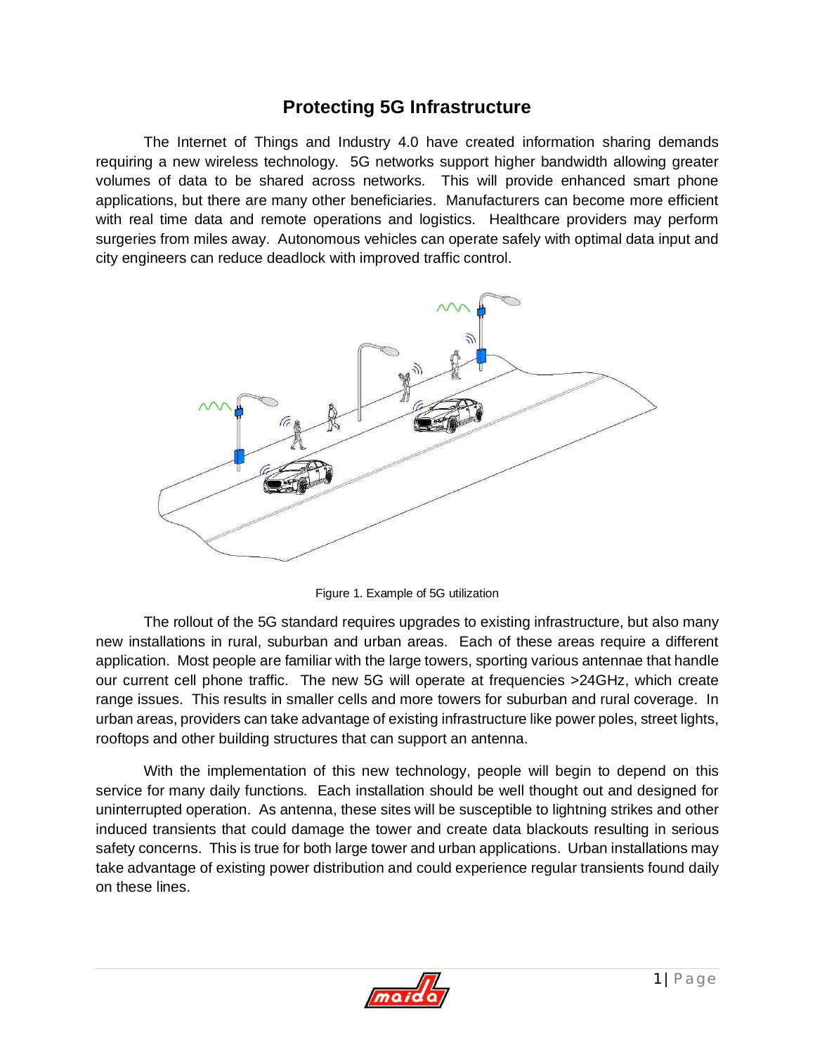# Protecting 5G Infrastructure

The Internet of Things and Industry 4.0 have created information sharing demands requiring a new wireless technology. 5G networks support higher bandwidth allowing greater volumes of data to be shared across networks. This will provide enhanced smart phone applications, but there are many other beneficiaries. Manufacturers can become more efficient with real time data and remote operations and logistics. Healthcare providers may perform surgeries from miles away. Autonomous vehicles can operate safely with optimal data input and city engineers can reduce deadlock with improved traffic control.

Figure 1. Example of 5G utilization

The rollout of the 5G standard requires upgrades to existing infrastructure, but also many new installations in rural, suburban and urban areas. Each of these areas require a different application. Most people are familiar with the large towers, sporting various antennae that handle our current cell phone traffic. The new 5G will operate at frequencies >24GHz, which create range issues. This results in smaller cells and more towers for suburban and rural coverage. In urban areas, providers can take advantage of existing infrastructure like power poles, street lights, rooftops and other building structures that can support an antenna.

With the implementation of this new technology, people will begin to depend on this service for many daily functions. Each installation should be well thought out and designed for uninterrupted operation. As antenna, these sites will be susceptible to lightning strikes and other induced transients that could damage the tower and create data blackouts resulting in serious safety concerns. This is true for both large tower and urban applications. Urban installations may take advantage of existing power distribution and could experience regular transients found daily on these lines.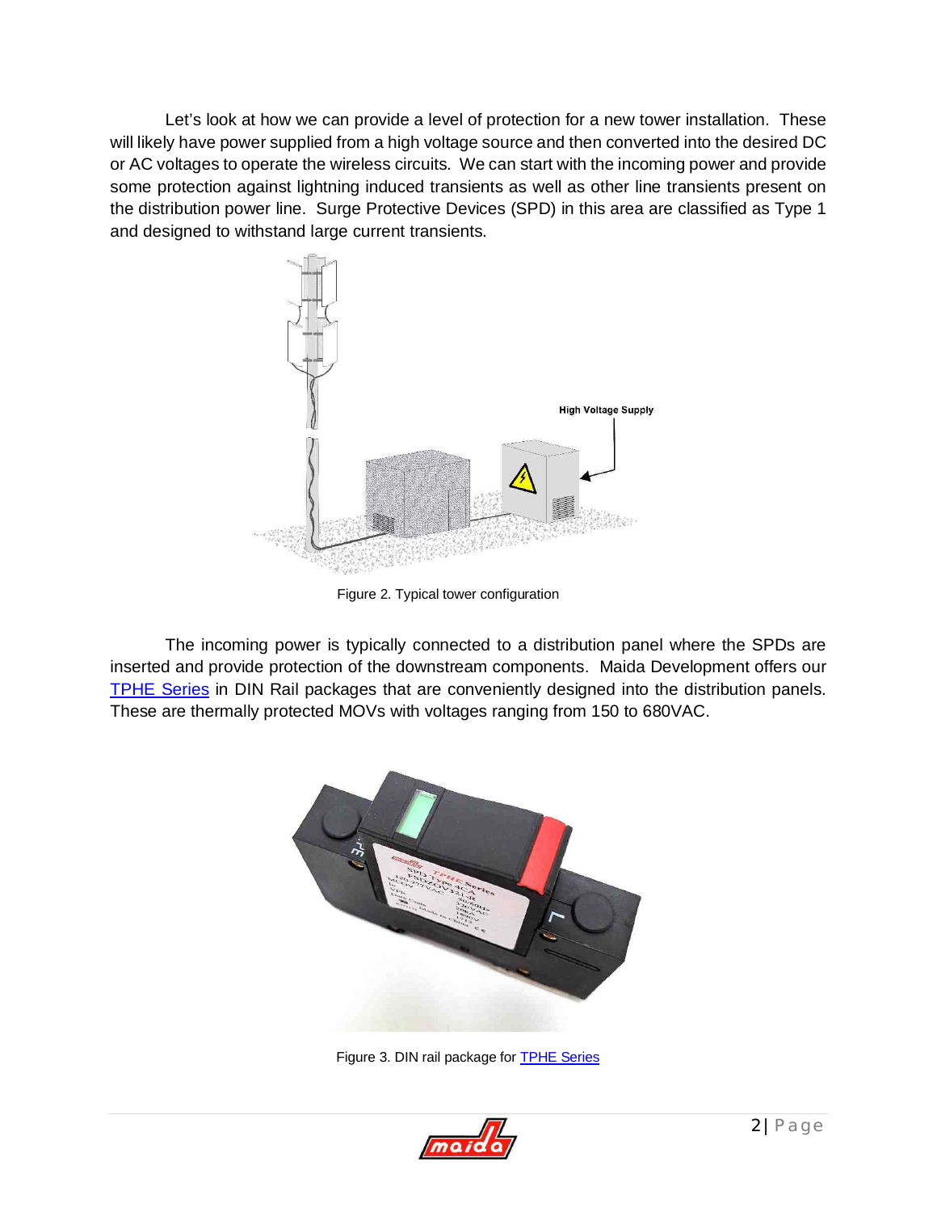Let's look at how we can provide a level of protection for a new tower installation. These will likely have power supplied from a high voltage source and then converted into the desired DC or AC voltages to operate the wireless circuits. We can start with the incoming power and provide some protection against lightning induced transients as well as other line transients present on the distribution power line. Surge Protective Devices (SPD) in this area are classified as Type 1 and designed to withstand large current transients.

Figure 2. Typical tower configuration

The incoming power is typically connected to a distribution panel where the SPDs are inserted and provide protection of the downstream components. Maida Development offers our [TPHE Series](TPHE Series) in DIN Rail packages that are conveniently designed into the distribution panels. These are thermally protected MOVs with voltages ranging from 150 to 680VAC.

Figure 3. DIN rail package for [TPHE Series](TPHE Series)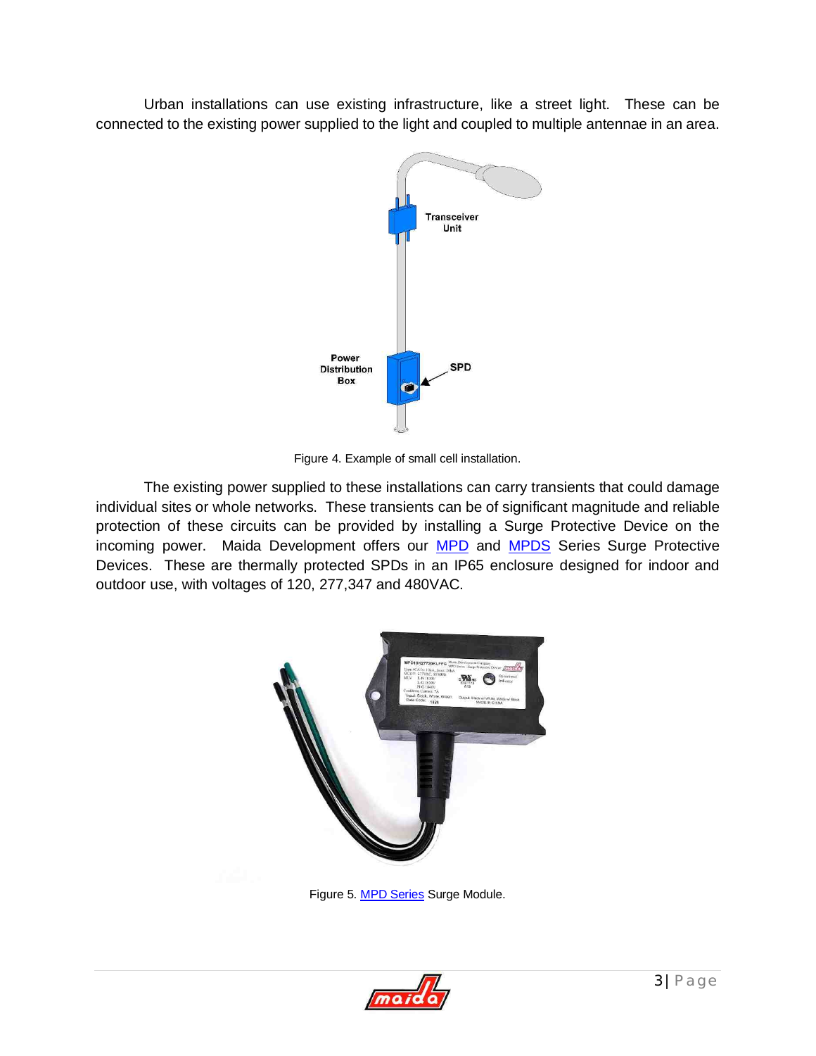Urban installations can use existing infrastructure, like a street light. These can be connected to the existing power supplied to the light and coupled to multiple antennae in an area.

Figure 4. Example of small cell installation.

The existing power supplied to these installations can carry transients that could damage individual sites or whole networks. These transients can be of significant magnitude and reliable protection of these circuits can be provided by installing a Surge Protective Device on the incoming power. Maida Development offers our MPD and MPDS Series Surge Protective Devices. These are thermally protected SPDs in an IP65 enclosure designed for indoor and outdoor use, with voltages of 120, 277,347 and 480VAC.

Figure 5. MPD Series Surge Module.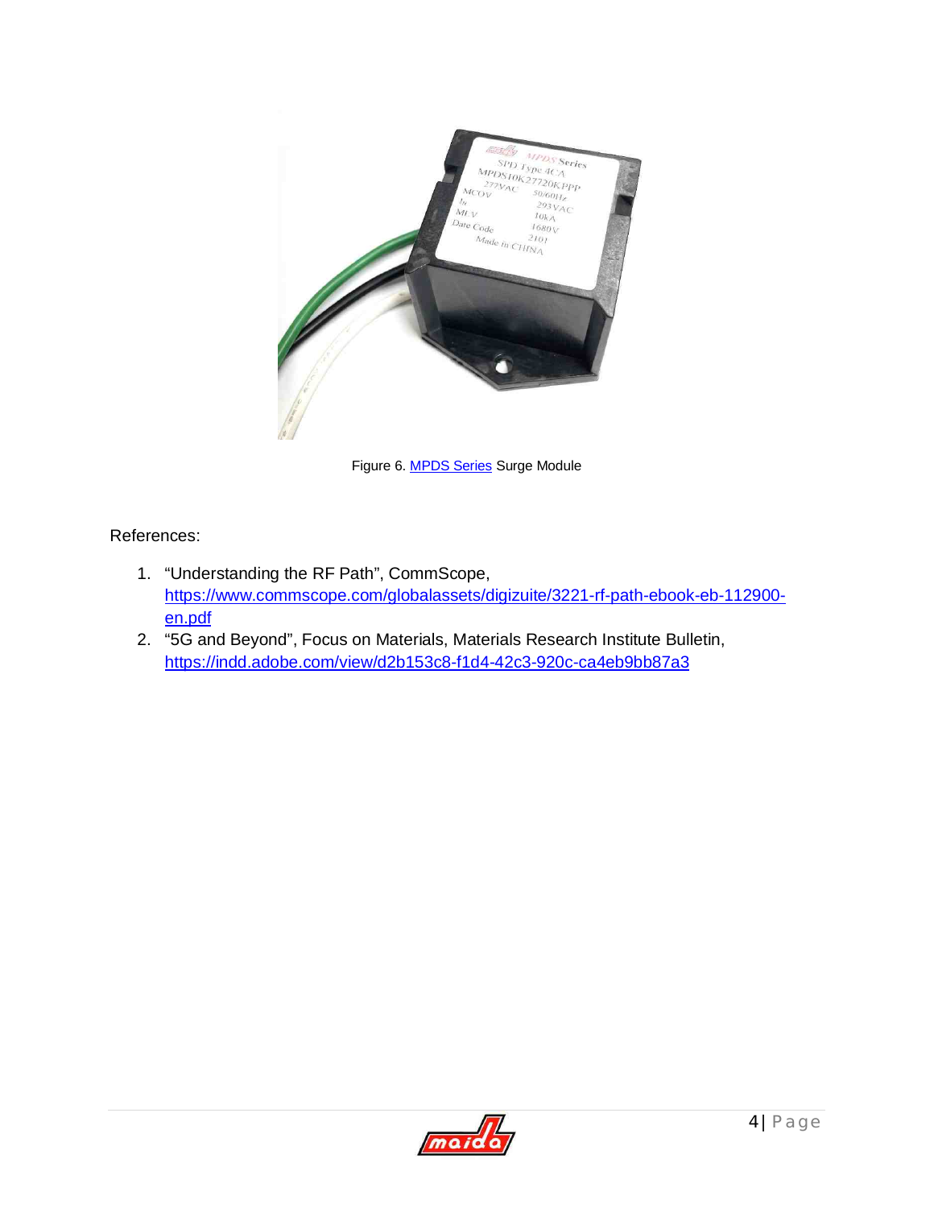Figure 6. MPDS Series Surge Module

References:

1. "Understanding the RF Path", CommScope, https://www.commscope.com/globalassets/digizuite/3221-rf-path-ebook-eb-112900-en.pdf
2. "5G and Beyond", Focus on Materials, Materials Research Institute Bulletin, https://indd.adobe.com/view/d2b153c8-f1d4-42c3-920c-ca4eb9bb87a3